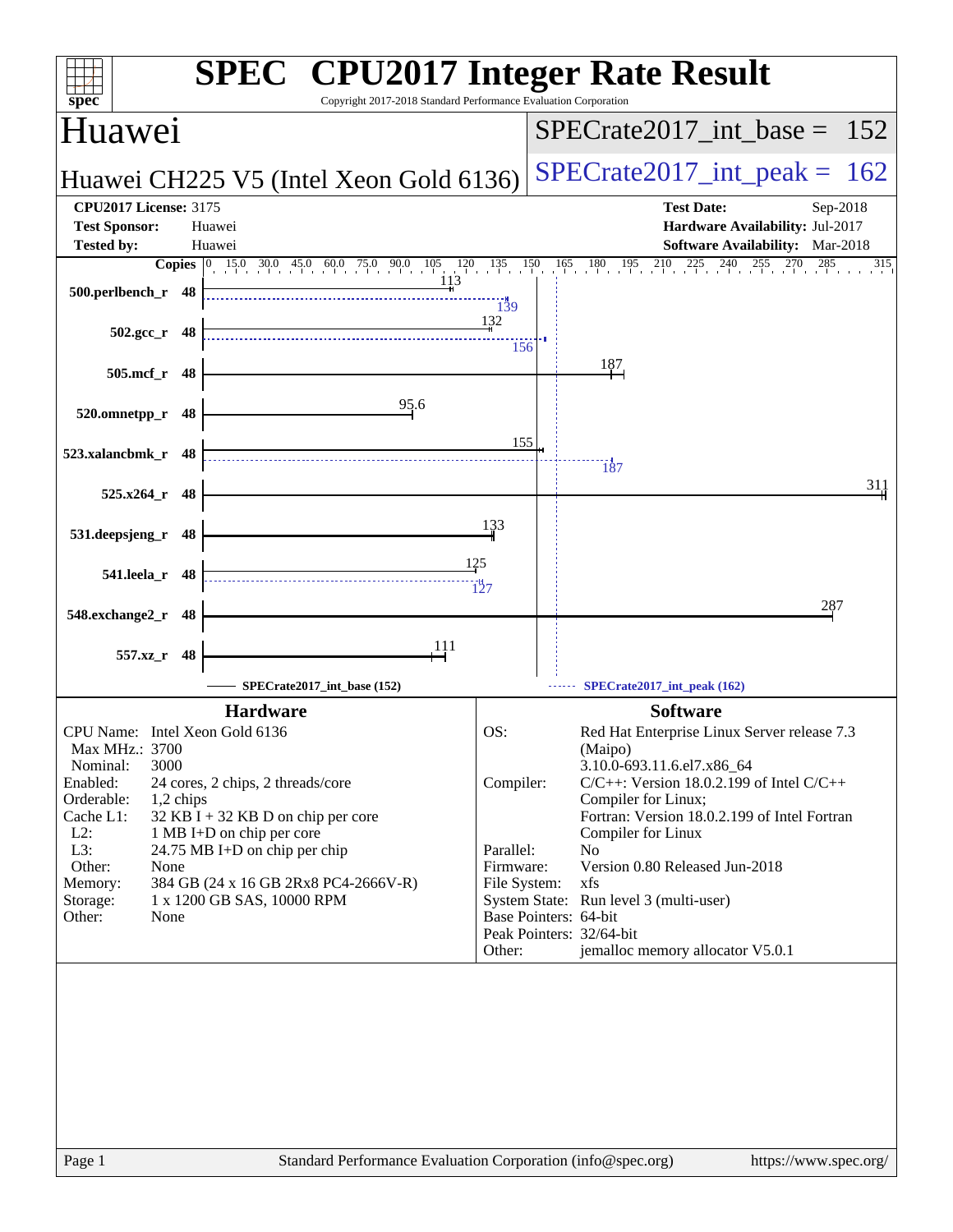# SPEC CPU2017 Integer Rate Result

Copyright 2017-2018 Standard Performance Evaluation Corporation

## Huawei

**Huawei CH225 V5 (Intel Xeon Gold 6136)**

SPECrate2017_int_base = 152

SPECrate2017_int_peak = 162

**CPU2017 License:** 3175
**Test Sponsor:** Huawei
**Tested by:** Huawei

**Test Date:** Sep-2018
**Hardware Availability:** Jul-2017
**Software Availability:** Mar-2018

| Benchmark | Copies | Base | Peak |
|---|---|---|---|
| 500.perlbench_r | 48 | 113 | 139 |
| 502.gcc_r | 48 | 132 | 156 |
| 505.mcf_r | 48 | 187 | |
| 520.omnetpp_r | 48 | 95.6 | |
| 523.xalancbmk_r | 48 | 155 | 187 |
| 525.x264_r | 48 | 311 | |
| 531.deepsjeng_r | 48 | 133 | |
| 541.leela_r | 48 | 125 | 127 |
| 548.exchange2_r | 48 | 287 | |
| 557.xz_r | 48 | 111 | |

SPECrate2017_int_base (152) ------ SPECrate2017_int_peak (162)

## Hardware

| | |
|---|---|
| CPU Name: | Intel Xeon Gold 6136 |
| Max MHz.: | 3700 |
| Nominal: | 3000 |
| Enabled: | 24 cores, 2 chips, 2 threads/core |
| Orderable: | 1,2 chips |
| Cache L1: | 32 KB I + 32 KB D on chip per core |
| L2: | 1 MB I+D on chip per core |
| L3: | 24.75 MB I+D on chip per chip |
| Other: | None |
| Memory: | 384 GB (24 x 16 GB 2Rx8 PC4-2666V-R) |
| Storage: | 1 x 1200 GB SAS, 10000 RPM |
| Other: | None |

## Software

| | |
|---|---|
| OS: | Red Hat Enterprise Linux Server release 7.3 (Maipo) 3.10.0-693.11.6.el7.x86_64 |
| Compiler: | C/C++: Version 18.0.2.199 of Intel C/C++ Compiler for Linux; Fortran: Version 18.0.2.199 of Intel Fortran Compiler for Linux |
| Parallel: | No |
| Firmware: | Version 0.80 Released Jun-2018 |
| File System: | xfs |
| System State: | Run level 3 (multi-user) |
| Base Pointers: | 64-bit |
| Peak Pointers: | 32/64-bit |
| Other: | jemalloc memory allocator V5.0.1 |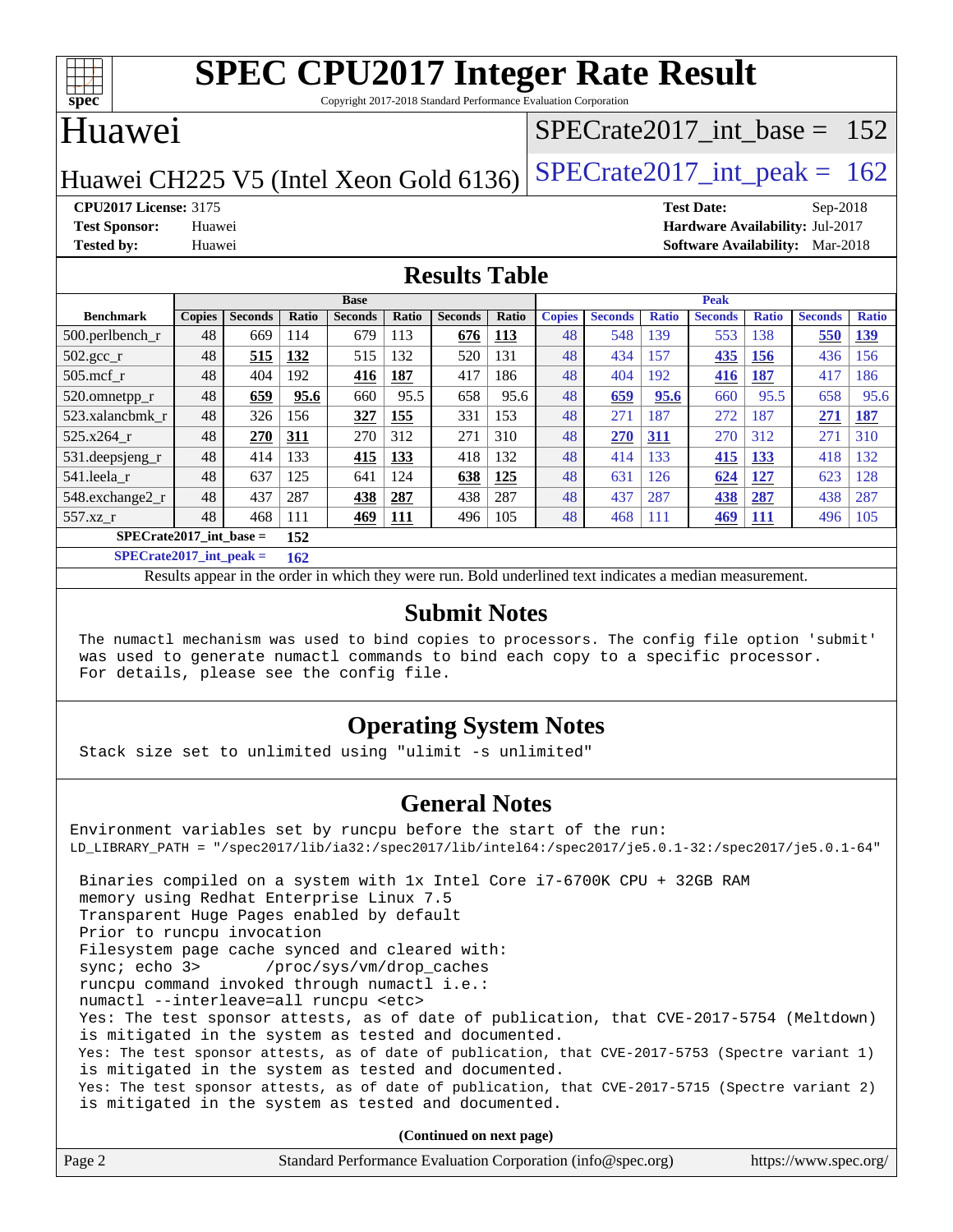# SPEC CPU2017 Integer Rate Result

Copyright 2017-2018 Standard Performance Evaluation Corporation

## Huawei

Huawei CH225 V5 (Intel Xeon Gold 6136)

SPECrate2017_int_base = 152

SPECrate2017_int_peak = 162

**CPU2017 License:** 3175
**Test Sponsor:** Huawei
**Tested by:** Huawei

**Test Date:** Sep-2018
**Hardware Availability:** Jul-2017
**Software Availability:** Mar-2018

## Results Table

| Benchmark | Base | | | | | | | Peak | | | | | | |
|---|---|---|---|---|---|---|---|---|---|---|---|---|---|---|
| | Copies | Seconds | Ratio | Seconds | Ratio | Seconds | Ratio | Copies | Seconds | Ratio | Seconds | Ratio | Seconds | Ratio |
| 500.perlbench_r | 48 | 669 | 114 | 679 | 113 | **676** | **113** | 48 | 548 | 139 | 553 | 138 | **550** | **139** |
| 502.gcc_r | 48 | **515** | **132** | 515 | 132 | 520 | 131 | 48 | 434 | 157 | **435** | **156** | 436 | 156 |
| 505.mcf_r | 48 | 404 | 192 | **416** | **187** | 417 | 186 | 48 | 404 | 192 | **416** | **187** | 417 | 186 |
| 520.omnetpp_r | 48 | **659** | **95.6** | 660 | 95.5 | 658 | 95.6 | 48 | **659** | **95.6** | 660 | 95.5 | 658 | 95.6 |
| 523.xalancbmk_r | 48 | 326 | 156 | **327** | **155** | 331 | 153 | 48 | 271 | 187 | 272 | 187 | **271** | **187** |
| 525.x264_r | 48 | **270** | **311** | 270 | 312 | 271 | 310 | 48 | **270** | **311** | 270 | 312 | 271 | 310 |
| 531.deepsjeng_r | 48 | 414 | 133 | **415** | **133** | 418 | 132 | 48 | 414 | 133 | **415** | **133** | 418 | 132 |
| 541.leela_r | 48 | 637 | 125 | 641 | 124 | **638** | **125** | 48 | 631 | 126 | **624** | **127** | 623 | 128 |
| 548.exchange2_r | 48 | 437 | 287 | **438** | **287** | 438 | 287 | 48 | 437 | 287 | **438** | **287** | 438 | 287 |
| 557.xz_r | 48 | 468 | 111 | **469** | **111** | 496 | 105 | 48 | 468 | 111 | **469** | **111** | 496 | 105 |

**SPECrate2017_int_base = 152**

**SPECrate2017_int_peak = 162**

Results appear in the order in which they were run. Bold underlined text indicates a median measurement.

## Submit Notes

```
The numactl mechanism was used to bind copies to processors. The config file option 'submit'
was used to generate numactl commands to bind each copy to a specific processor.
For details, please see the config file.
```

## Operating System Notes

```
Stack size set to unlimited using "ulimit -s unlimited"
```

## General Notes

```
Environment variables set by runcpu before the start of the run:
LD_LIBRARY_PATH = "/spec2017/lib/ia32:/spec2017/lib/intel64:/spec2017/je5.0.1-32:/spec2017/je5.0.1-64"

 Binaries compiled on a system with 1x Intel Core i7-6700K CPU + 32GB RAM
 memory using Redhat Enterprise Linux 7.5
 Transparent Huge Pages enabled by default
 Prior to runcpu invocation
 Filesystem page cache synced and cleared with:
 sync; echo 3>       /proc/sys/vm/drop_caches
 runcpu command invoked through numactl i.e.:
 numactl --interleave=all runcpu <etc>
 Yes: The test sponsor attests, as of date of publication, that CVE-2017-5754 (Meltdown)
 is mitigated in the system as tested and documented.
 Yes: The test sponsor attests, as of date of publication, that CVE-2017-5753 (Spectre variant 1)
 is mitigated in the system as tested and documented.
 Yes: The test sponsor attests, as of date of publication, that CVE-2017-5715 (Spectre variant 2)
 is mitigated in the system as tested and documented.
```

**(Continued on next page)**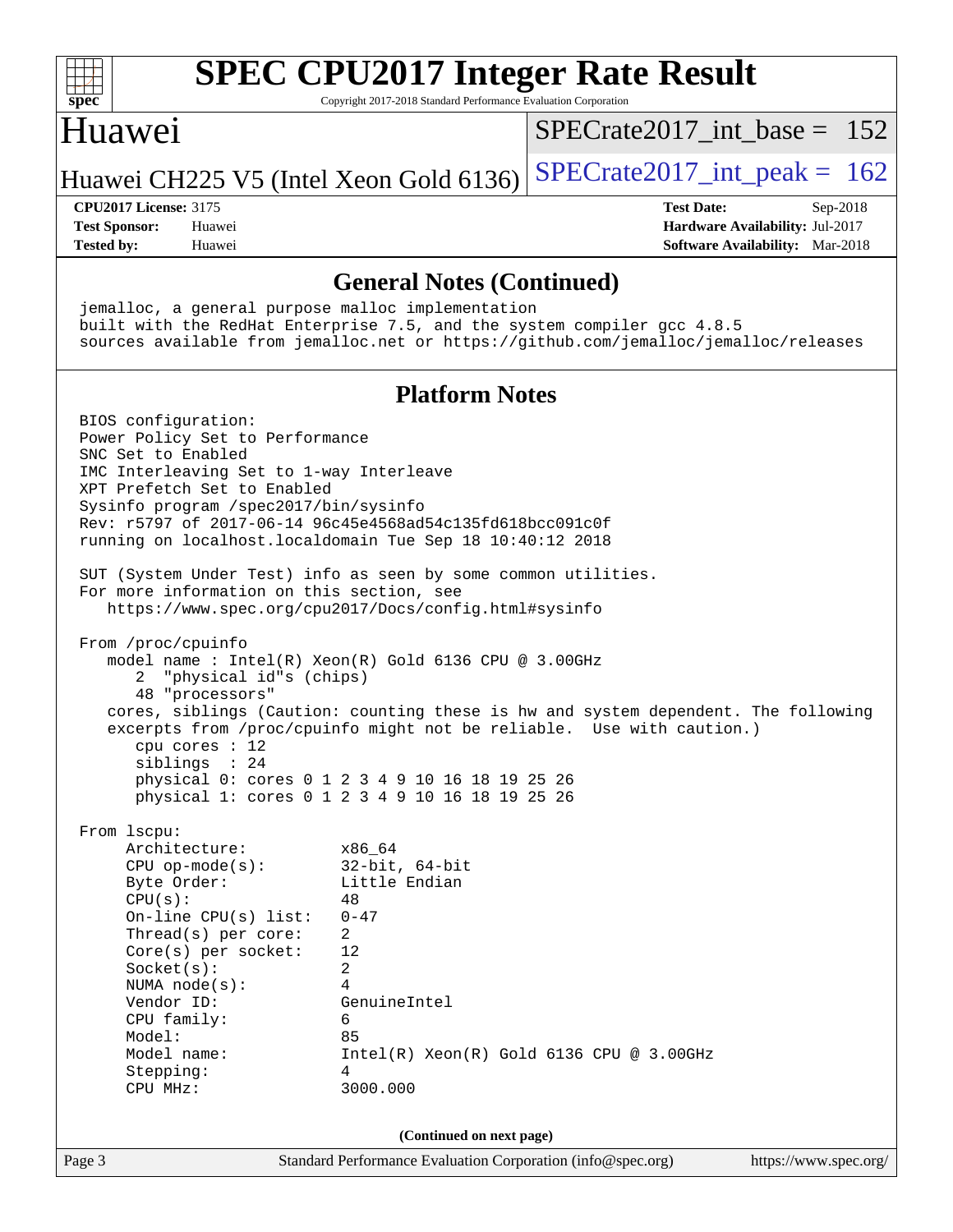## General Notes (Continued)

```
jemalloc, a general purpose malloc implementation
built with the RedHat Enterprise 7.5, and the system compiler gcc 4.8.5
sources available from jemalloc.net or https://github.com/jemalloc/jemalloc/releases
```

## Platform Notes

```
BIOS configuration:
Power Policy Set to Performance
SNC Set to Enabled
IMC Interleaving Set to 1-way Interleave
XPT Prefetch Set to Enabled
Sysinfo program /spec2017/bin/sysinfo
Rev: r5797 of 2017-06-14 96c45e4568ad54c135fd618bcc091c0f
running on localhost.localdomain Tue Sep 18 10:40:12 2018

SUT (System Under Test) info as seen by some common utilities.
For more information on this section, see
   https://www.spec.org/cpu2017/Docs/config.html#sysinfo

From /proc/cpuinfo
   model name : Intel(R) Xeon(R) Gold 6136 CPU @ 3.00GHz
      2  "physical id"s (chips)
      48 "processors"
   cores, siblings (Caution: counting these is hw and system dependent. The following
   excerpts from /proc/cpuinfo might not be reliable.  Use with caution.)
      cpu cores : 12
      siblings  : 24
      physical 0: cores 0 1 2 3 4 9 10 16 18 19 25 26
      physical 1: cores 0 1 2 3 4 9 10 16 18 19 25 26

From lscpu:
     Architecture:          x86_64
     CPU op-mode(s):        32-bit, 64-bit
     Byte Order:            Little Endian
     CPU(s):                48
     On-line CPU(s) list:   0-47
     Thread(s) per core:    2
     Core(s) per socket:    12
     Socket(s):             2
     NUMA node(s):          4
     Vendor ID:             GenuineIntel
     CPU family:            6
     Model:                 85
     Model name:            Intel(R) Xeon(R) Gold 6136 CPU @ 3.00GHz
     Stepping:              4
     CPU MHz:               3000.000
```

(Continued on next page)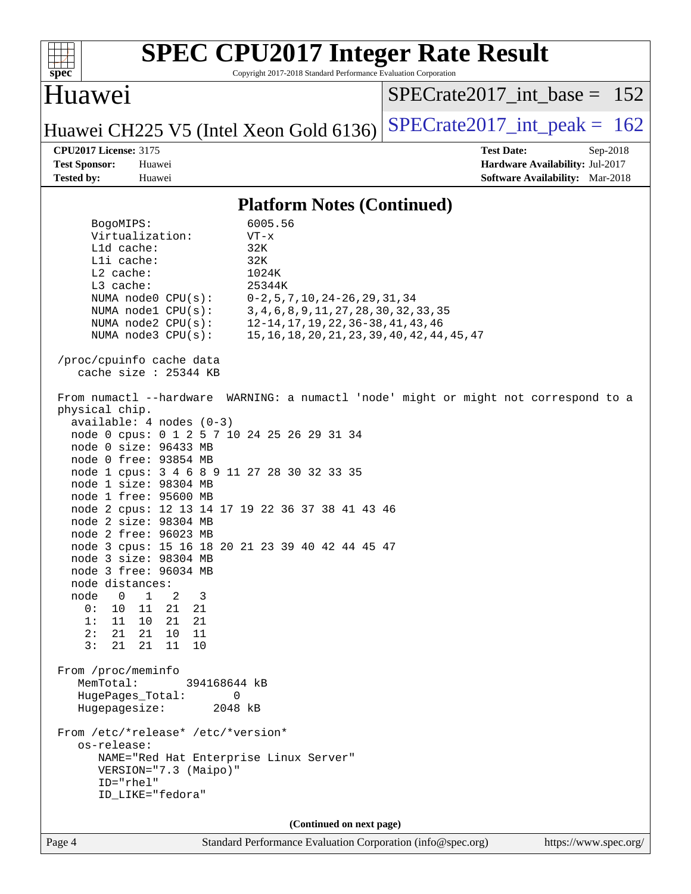## Platform Notes (Continued)

```
     BogoMIPS:              6005.56
     Virtualization:        VT-x
     L1d cache:             32K
     L1i cache:             32K
     L2 cache:              1024K
     L3 cache:              25344K
     NUMA node0 CPU(s):     0-2,5,7,10,24-26,29,31,34
     NUMA node1 CPU(s):     3,4,6,8,9,11,27,28,30,32,33,35
     NUMA node2 CPU(s):     12-14,17,19,22,36-38,41,43,46
     NUMA node3 CPU(s):     15,16,18,20,21,23,39,40,42,44,45,47

 /proc/cpuinfo cache data
    cache size : 25344 KB

 From numactl --hardware  WARNING: a numactl 'node' might or might not correspond to a
 physical chip.
   available: 4 nodes (0-3)
   node 0 cpus: 0 1 2 5 7 10 24 25 26 29 31 34
   node 0 size: 96433 MB
   node 0 free: 93854 MB
   node 1 cpus: 3 4 6 8 9 11 27 28 30 32 33 35
   node 1 size: 98304 MB
   node 1 free: 95600 MB
   node 2 cpus: 12 13 14 17 19 22 36 37 38 41 43 46
   node 2 size: 98304 MB
   node 2 free: 96023 MB
   node 3 cpus: 15 16 18 20 21 23 39 40 42 44 45 47
   node 3 size: 98304 MB
   node 3 free: 96034 MB
   node distances:
   node   0   1   2   3
     0:  10  11  21  21
     1:  11  10  21  21
     2:  21  21  10  11
     3:  21  21  11  10

 From /proc/meminfo
    MemTotal:       394168644 kB
    HugePages_Total:       0
    Hugepagesize:       2048 kB

 From /etc/*release* /etc/*version*
    os-release:
       NAME="Red Hat Enterprise Linux Server"
       VERSION="7.3 (Maipo)"
       ID="rhel"
       ID_LIKE="fedora"
```

(Continued on next page)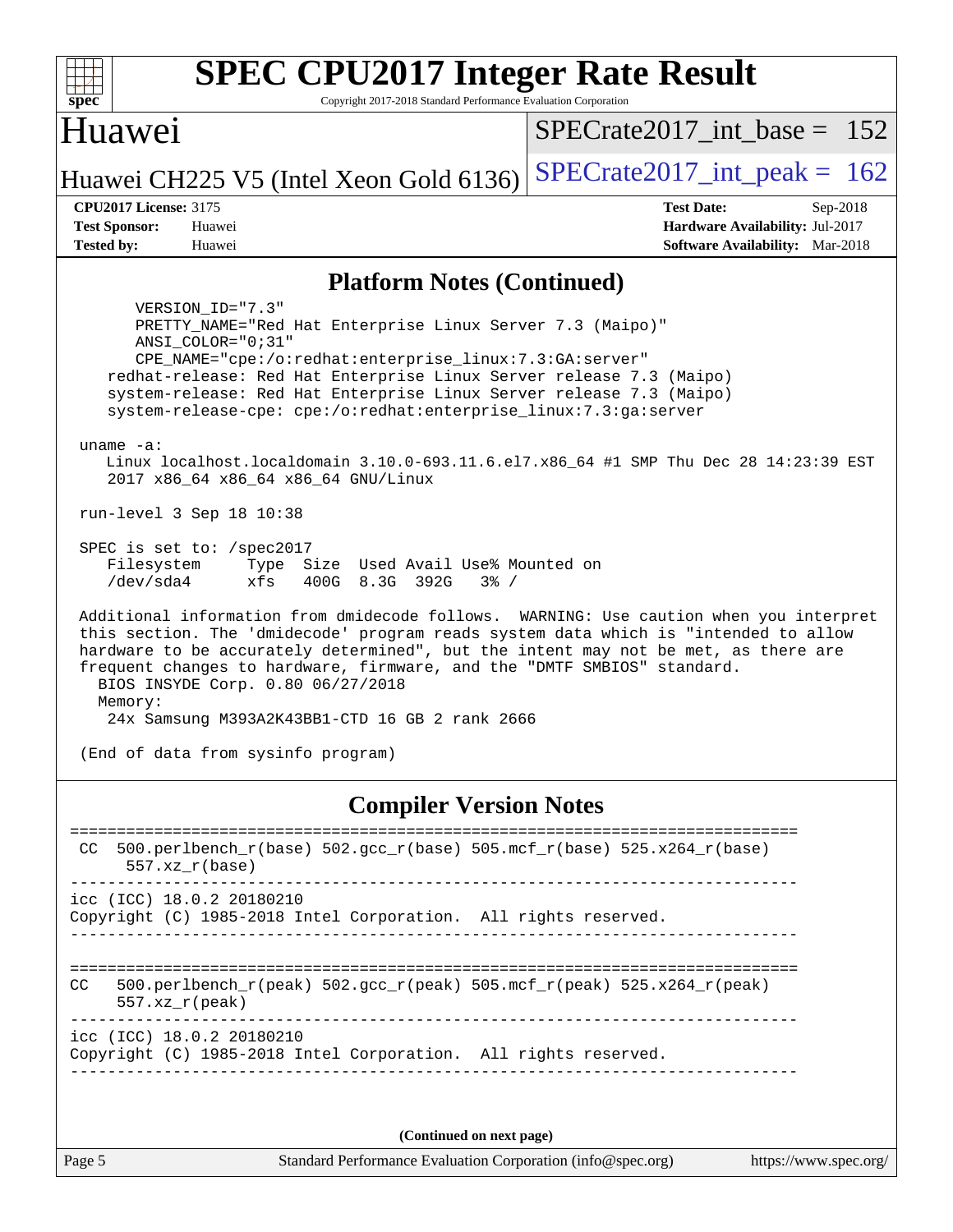# SPEC CPU2017 Integer Rate Result

Copyright 2017-2018 Standard Performance Evaluation Corporation

## Huawei

Huawei CH225 V5 (Intel Xeon Gold 6136)

SPECrate2017_int_base = 152

SPECrate2017_int_peak = 162

**CPU2017 License:** 3175
**Test Sponsor:** Huawei
**Tested by:** Huawei

**Test Date:** Sep-2018
**Hardware Availability:** Jul-2017
**Software Availability:** Mar-2018

### Platform Notes (Continued)

```
       VERSION_ID="7.3"
       PRETTY_NAME="Red Hat Enterprise Linux Server 7.3 (Maipo)"
       ANSI_COLOR="0;31"
       CPE_NAME="cpe:/o:redhat:enterprise_linux:7.3:GA:server"
    redhat-release: Red Hat Enterprise Linux Server release 7.3 (Maipo)
    system-release: Red Hat Enterprise Linux Server release 7.3 (Maipo)
    system-release-cpe: cpe:/o:redhat:enterprise_linux:7.3:ga:server

 uname -a:
    Linux localhost.localdomain 3.10.0-693.11.6.el7.x86_64 #1 SMP Thu Dec 28 14:23:39 EST
    2017 x86_64 x86_64 x86_64 GNU/Linux

 run-level 3 Sep 18 10:38

 SPEC is set to: /spec2017
    Filesystem     Type  Size  Used Avail Use% Mounted on
    /dev/sda4      xfs   400G  8.3G  392G   3% /

 Additional information from dmidecode follows.  WARNING: Use caution when you interpret
 this section. The 'dmidecode' program reads system data which is "intended to allow
 hardware to be accurately determined", but the intent may not be met, as there are
 frequent changes to hardware, firmware, and the "DMTF SMBIOS" standard.
   BIOS INSYDE Corp. 0.80 06/27/2018
   Memory:
    24x Samsung M393A2K43BB1-CTD 16 GB 2 rank 2666

 (End of data from sysinfo program)
```

### Compiler Version Notes

```
==============================================================================
 CC  500.perlbench_r(base) 502.gcc_r(base) 505.mcf_r(base) 525.x264_r(base)
      557.xz_r(base)
------------------------------------------------------------------------------
icc (ICC) 18.0.2 20180210
Copyright (C) 1985-2018 Intel Corporation.  All rights reserved.
------------------------------------------------------------------------------

==============================================================================
CC   500.perlbench_r(peak) 502.gcc_r(peak) 505.mcf_r(peak) 525.x264_r(peak)
      557.xz_r(peak)
------------------------------------------------------------------------------
icc (ICC) 18.0.2 20180210
Copyright (C) 1985-2018 Intel Corporation.  All rights reserved.
------------------------------------------------------------------------------
```

**(Continued on next page)**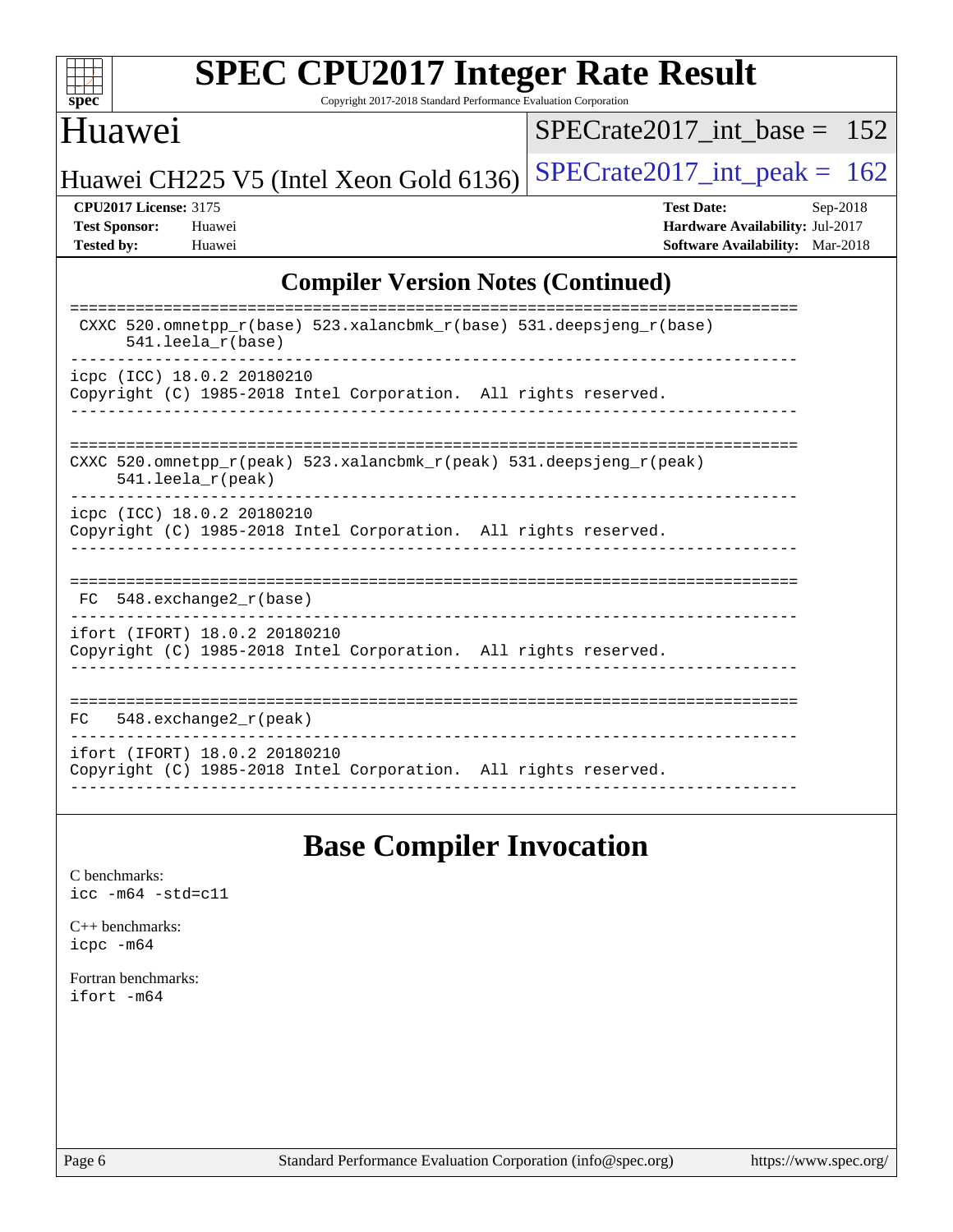## Compiler Version Notes (Continued)

```
==============================================================================
 CXXC 520.omnetpp_r(base) 523.xalancbmk_r(base) 531.deepsjeng_r(base)
      541.leela_r(base)
------------------------------------------------------------------------------
icpc (ICC) 18.0.2 20180210
Copyright (C) 1985-2018 Intel Corporation.  All rights reserved.
------------------------------------------------------------------------------

==============================================================================
CXXC 520.omnetpp_r(peak) 523.xalancbmk_r(peak) 531.deepsjeng_r(peak)
     541.leela_r(peak)
------------------------------------------------------------------------------
icpc (ICC) 18.0.2 20180210
Copyright (C) 1985-2018 Intel Corporation.  All rights reserved.
------------------------------------------------------------------------------

==============================================================================
 FC  548.exchange2_r(base)
------------------------------------------------------------------------------
ifort (IFORT) 18.0.2 20180210
Copyright (C) 1985-2018 Intel Corporation.  All rights reserved.
------------------------------------------------------------------------------

==============================================================================
FC   548.exchange2_r(peak)
------------------------------------------------------------------------------
ifort (IFORT) 18.0.2 20180210
Copyright (C) 1985-2018 Intel Corporation.  All rights reserved.
------------------------------------------------------------------------------
```

## Base Compiler Invocation

C benchmarks:
`icc -m64 -std=c11`

C++ benchmarks:
`icpc -m64`

Fortran benchmarks:
`ifort -m64`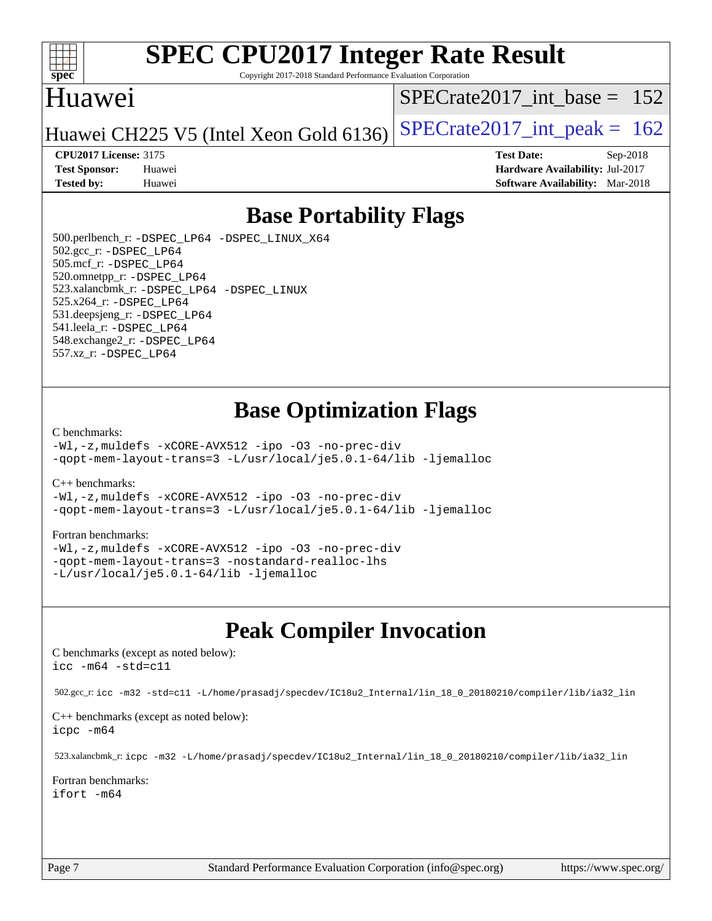# SPEC CPU2017 Integer Rate Result

Copyright 2017-2018 Standard Performance Evaluation Corporation

## Huawei

Huawei CH225 V5 (Intel Xeon Gold 6136)

SPECrate2017_int_base = 152

SPECrate2017_int_peak = 162

| | | | |
|---|---|---|---|
| **CPU2017 License:** | 3175 | **Test Date:** | Sep-2018 |
| **Test Sponsor:** | Huawei | **Hardware Availability:** | Jul-2017 |
| **Tested by:** | Huawei | **Software Availability:** | Mar-2018 |

## Base Portability Flags

500.perlbench_r: `-DSPEC_LP64 -DSPEC_LINUX_X64`
502.gcc_r: `-DSPEC_LP64`
505.mcf_r: `-DSPEC_LP64`
520.omnetpp_r: `-DSPEC_LP64`
523.xalancbmk_r: `-DSPEC_LP64 -DSPEC_LINUX`
525.x264_r: `-DSPEC_LP64`
531.deepsjeng_r: `-DSPEC_LP64`
541.leela_r: `-DSPEC_LP64`
548.exchange2_r: `-DSPEC_LP64`
557.xz_r: `-DSPEC_LP64`

## Base Optimization Flags

C benchmarks:
```
-Wl,-z,muldefs -xCORE-AVX512 -ipo -O3 -no-prec-div
-qopt-mem-layout-trans=3 -L/usr/local/je5.0.1-64/lib -ljemalloc
```

C++ benchmarks:
```
-Wl,-z,muldefs -xCORE-AVX512 -ipo -O3 -no-prec-div
-qopt-mem-layout-trans=3 -L/usr/local/je5.0.1-64/lib -ljemalloc
```

Fortran benchmarks:
```
-Wl,-z,muldefs -xCORE-AVX512 -ipo -O3 -no-prec-div
-qopt-mem-layout-trans=3 -nostandard-realloc-lhs
-L/usr/local/je5.0.1-64/lib -ljemalloc
```

## Peak Compiler Invocation

C benchmarks (except as noted below):
```
icc -m64 -std=c11
```

502.gcc_r: `icc -m32 -std=c11 -L/home/prasadj/specdev/IC18u2_Internal/lin_18_0_20180210/compiler/lib/ia32_lin`

C++ benchmarks (except as noted below):
```
icpc -m64
```

523.xalancbmk_r: `icpc -m32 -L/home/prasadj/specdev/IC18u2_Internal/lin_18_0_20180210/compiler/lib/ia32_lin`

Fortran benchmarks:
```
ifort -m64
```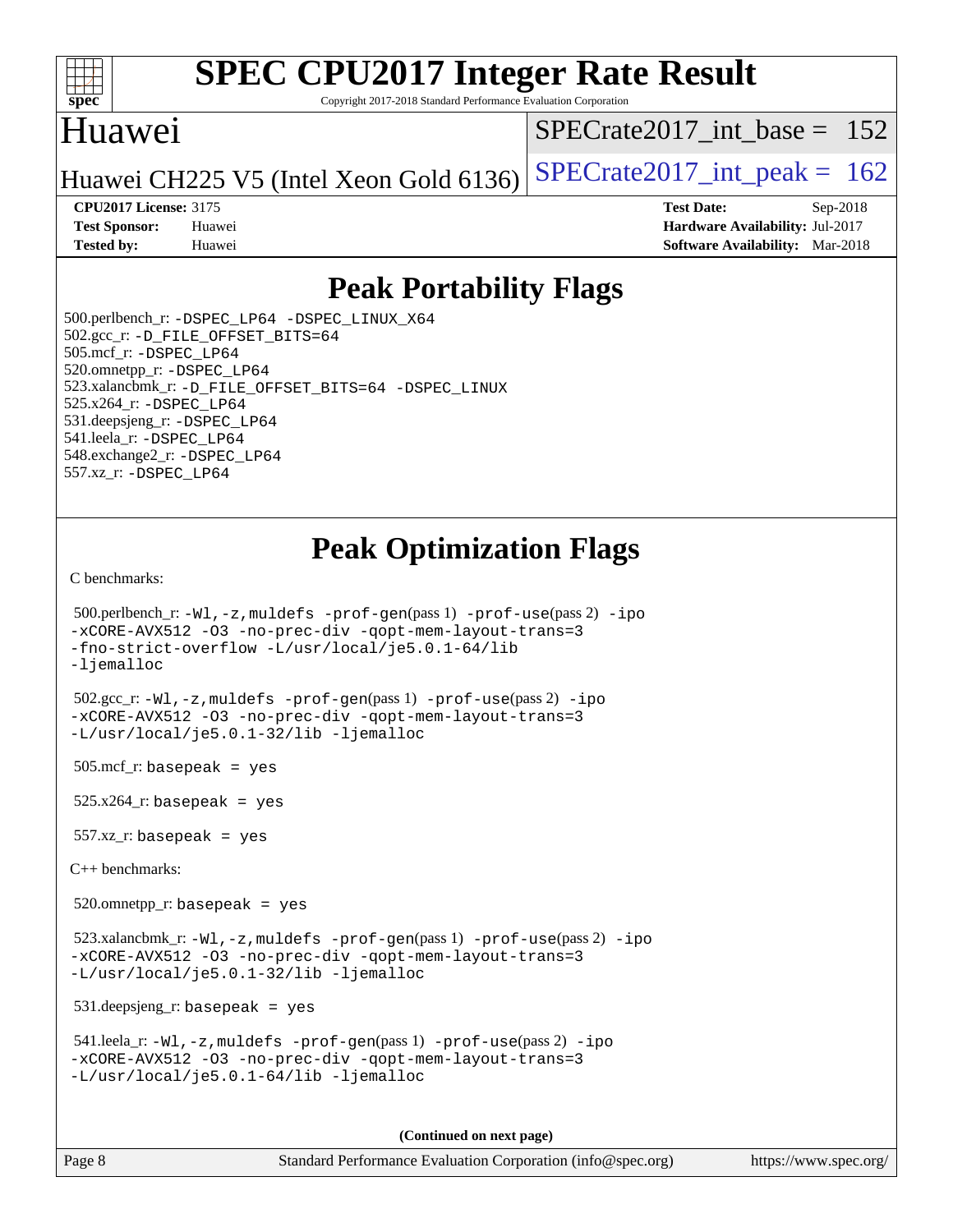# SPEC CPU2017 Integer Rate Result

Copyright 2017-2018 Standard Performance Evaluation Corporation

## Huawei

Huawei CH225 V5 (Intel Xeon Gold 6136)

SPECrate2017_int_base = 152

SPECrate2017_int_peak = 162

**CPU2017 License:** 3175
**Test Sponsor:** Huawei
**Tested by:** Huawei

**Test Date:** Sep-2018
**Hardware Availability:** Jul-2017
**Software Availability:** Mar-2018

## Peak Portability Flags

500.perlbench_r: -DSPEC_LP64 -DSPEC_LINUX_X64
502.gcc_r: -D_FILE_OFFSET_BITS=64
505.mcf_r: -DSPEC_LP64
520.omnetpp_r: -DSPEC_LP64
523.xalancbmk_r: -D_FILE_OFFSET_BITS=64 -DSPEC_LINUX
525.x264_r: -DSPEC_LP64
531.deepsjeng_r: -DSPEC_LP64
541.leela_r: -DSPEC_LP64
548.exchange2_r: -DSPEC_LP64
557.xz_r: -DSPEC_LP64

## Peak Optimization Flags

C benchmarks:

500.perlbench_r: -Wl,-z,muldefs -prof-gen(pass 1) -prof-use(pass 2) -ipo -xCORE-AVX512 -O3 -no-prec-div -qopt-mem-layout-trans=3 -fno-strict-overflow -L/usr/local/je5.0.1-64/lib -ljemalloc

502.gcc_r: -Wl,-z,muldefs -prof-gen(pass 1) -prof-use(pass 2) -ipo -xCORE-AVX512 -O3 -no-prec-div -qopt-mem-layout-trans=3 -L/usr/local/je5.0.1-32/lib -ljemalloc

505.mcf_r: basepeak = yes

525.x264_r: basepeak = yes

557.xz_r: basepeak = yes

C++ benchmarks:

520.omnetpp_r: basepeak = yes

523.xalancbmk_r: -Wl,-z,muldefs -prof-gen(pass 1) -prof-use(pass 2) -ipo -xCORE-AVX512 -O3 -no-prec-div -qopt-mem-layout-trans=3 -L/usr/local/je5.0.1-32/lib -ljemalloc

531.deepsjeng_r: basepeak = yes

541.leela_r: -Wl,-z,muldefs -prof-gen(pass 1) -prof-use(pass 2) -ipo -xCORE-AVX512 -O3 -no-prec-div -qopt-mem-layout-trans=3 -L/usr/local/je5.0.1-64/lib -ljemalloc

**(Continued on next page)**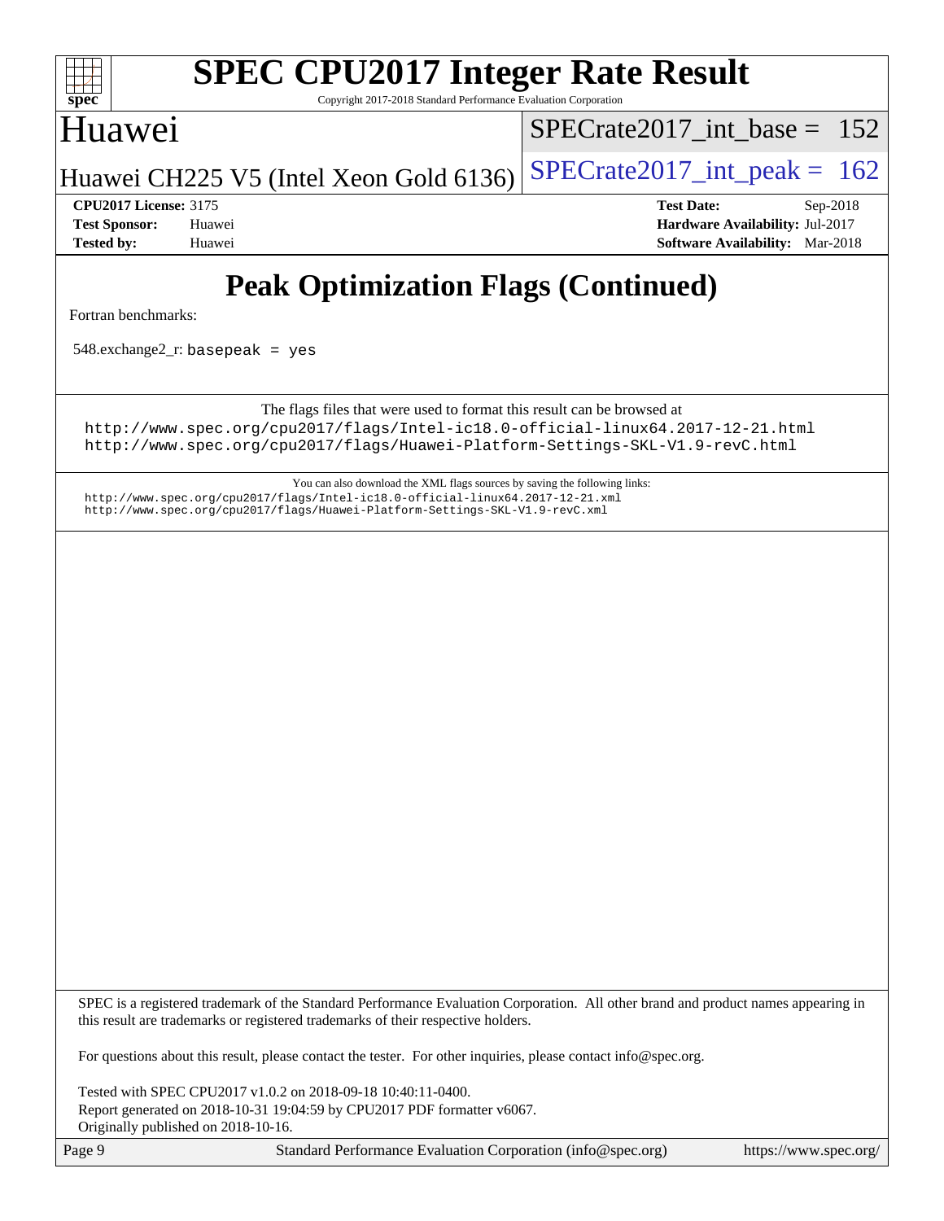## Peak Optimization Flags (Continued)

Fortran benchmarks:

548.exchange2_r: `basepeak = yes`

The flags files that were used to format this result can be browsed at
http://www.spec.org/cpu2017/flags/Intel-ic18.0-official-linux64.2017-12-21.html
http://www.spec.org/cpu2017/flags/Huawei-Platform-Settings-SKL-V1.9-revC.html

You can also download the XML flags sources by saving the following links:
http://www.spec.org/cpu2017/flags/Intel-ic18.0-official-linux64.2017-12-21.xml
http://www.spec.org/cpu2017/flags/Huawei-Platform-Settings-SKL-V1.9-revC.xml

SPEC is a registered trademark of the Standard Performance Evaluation Corporation. All other brand and product names appearing in this result are trademarks or registered trademarks of their respective holders.

For questions about this result, please contact the tester. For other inquiries, please contact info@spec.org.

Tested with SPEC CPU2017 v1.0.2 on 2018-09-18 10:40:11-0400.
Report generated on 2018-10-31 19:04:59 by CPU2017 PDF formatter v6067.
Originally published on 2018-10-16.